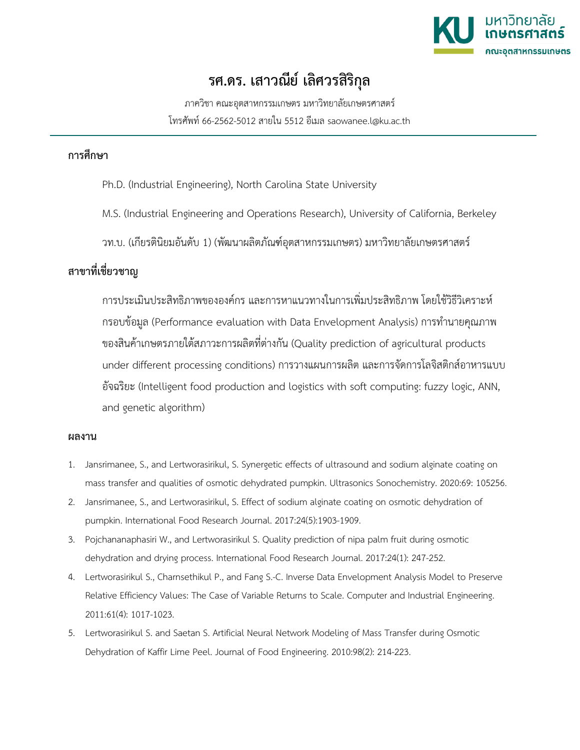# รศ.ดร. เสาวณีย์ เลิศวรสิริกุล

ภาควิชา คณะอุตสาหกรรมเกษตร มหาวิทยาลัยเกษตรศาสตร์

โทรศัพท์ 66-2562-5012 สายใน 5512 อีเมล saowanee.l@ku.ac.th

## การศึกษา

Ph.D. (Industrial Engineering), North Carolina State University

M.S. (Industrial Engineering and Operations Research), University of California, Berkeley

วท.บ. (เกียรตินิยมอันดับ 1) (พัฒนาผลิตภัณฑ์อุตสาหกรรมเกษตร) มหาวิทยาลัยเกษตรศาสตร์

## สาขาที่เชี่ยวชาญ

การประเมินประสิทธิภาพขององค์กร และการหาแนวทางในการเพิ่มประสิทธิภาพ โดยใช้วิธีวิเคราะห์กรอบข้อมูล (Performance evaluation with Data Envelopment Analysis) การทำนายคุณภาพของสินค้าเกษตรภายใต้สภาวะการผลิตที่ต่างกัน (Quality prediction of agricultural products under different processing conditions) การวางแผนการผลิต และการจัดการโลจิสติกส์อาหารแบบอัจฉริยะ (Intelligent food production and logistics with soft computing: fuzzy logic, ANN, and genetic algorithm)

## ผลงาน

1. Jansrimanee, S., and Lertworasirikul, S. Synergetic effects of ultrasound and sodium alginate coating on mass transfer and qualities of osmotic dehydrated pumpkin. Ultrasonics Sonochemistry. 2020:69: 105256.
2. Jansrimanee, S., and Lertworasirikul, S. Effect of sodium alginate coating on osmotic dehydration of pumpkin. International Food Research Journal. 2017:24(5):1903-1909.
3. Pojchananaphasiri W., and Lertworasirikul S. Quality prediction of nipa palm fruit during osmotic dehydration and drying process. International Food Research Journal. 2017:24(1): 247-252.
4. Lertworasirikul S., Charnsethikul P., and Fang S.-C. Inverse Data Envelopment Analysis Model to Preserve Relative Efficiency Values: The Case of Variable Returns to Scale. Computer and Industrial Engineering. 2011:61(4): 1017-1023.
5. Lertworasirikul S. and Saetan S. Artificial Neural Network Modeling of Mass Transfer during Osmotic Dehydration of Kaffir Lime Peel. Journal of Food Engineering. 2010:98(2): 214-223.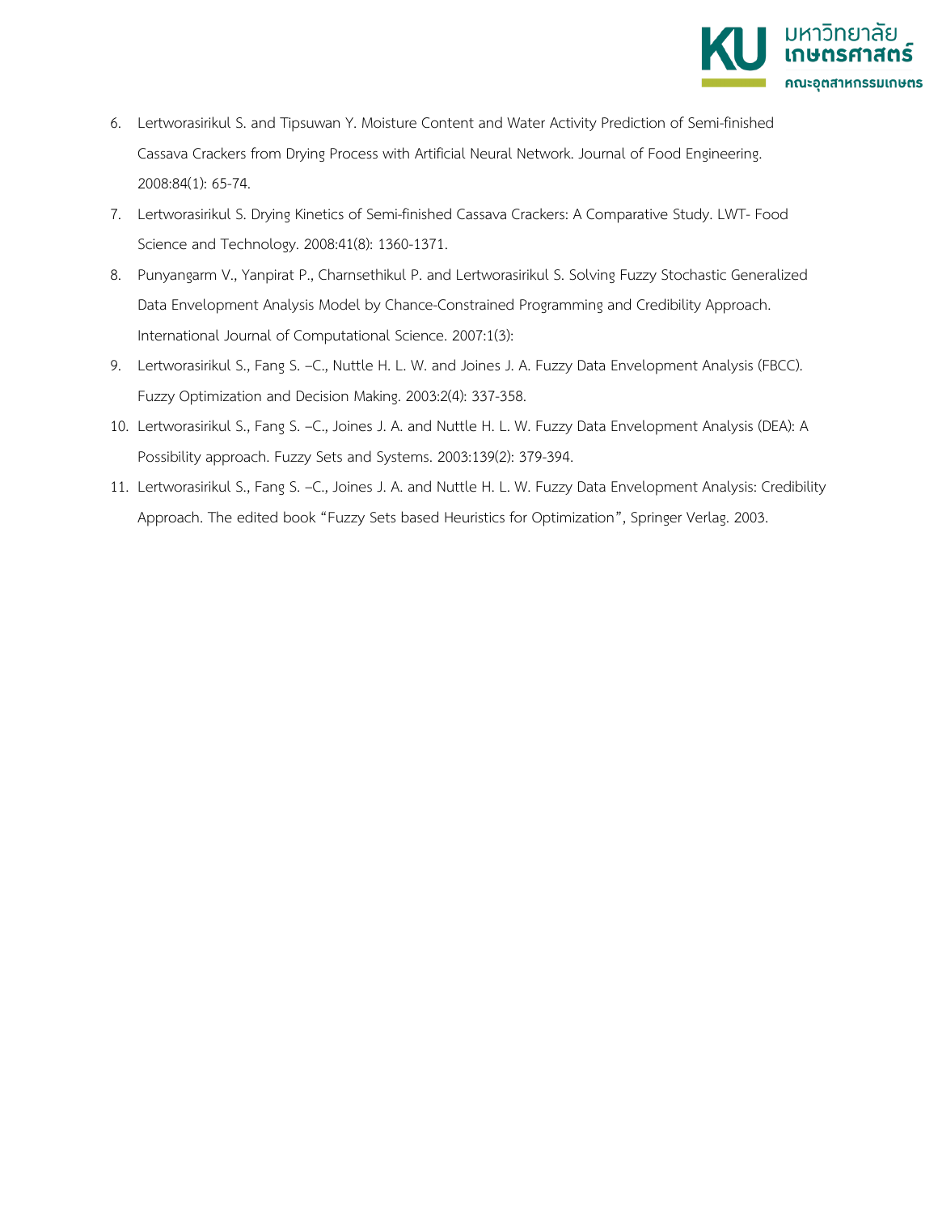6. Lertworasirikul S. and Tipsuwan Y. Moisture Content and Water Activity Prediction of Semi-finished Cassava Crackers from Drying Process with Artificial Neural Network. Journal of Food Engineering. 2008:84(1): 65-74.
7. Lertworasirikul S. Drying Kinetics of Semi-finished Cassava Crackers: A Comparative Study. LWT- Food Science and Technology. 2008:41(8): 1360-1371.
8. Punyangarm V., Yanpirat P., Charnsethikul P. and Lertworasirikul S. Solving Fuzzy Stochastic Generalized Data Envelopment Analysis Model by Chance-Constrained Programming and Credibility Approach. International Journal of Computational Science. 2007:1(3):
9. Lertworasirikul S., Fang S. –C., Nuttle H. L. W. and Joines J. A. Fuzzy Data Envelopment Analysis (FBCC). Fuzzy Optimization and Decision Making. 2003:2(4): 337-358.
10. Lertworasirikul S., Fang S. –C., Joines J. A. and Nuttle H. L. W. Fuzzy Data Envelopment Analysis (DEA): A Possibility approach. Fuzzy Sets and Systems. 2003:139(2): 379-394.
11. Lertworasirikul S., Fang S. –C., Joines J. A. and Nuttle H. L. W. Fuzzy Data Envelopment Analysis: Credibility Approach. The edited book “Fuzzy Sets based Heuristics for Optimization”, Springer Verlag. 2003.